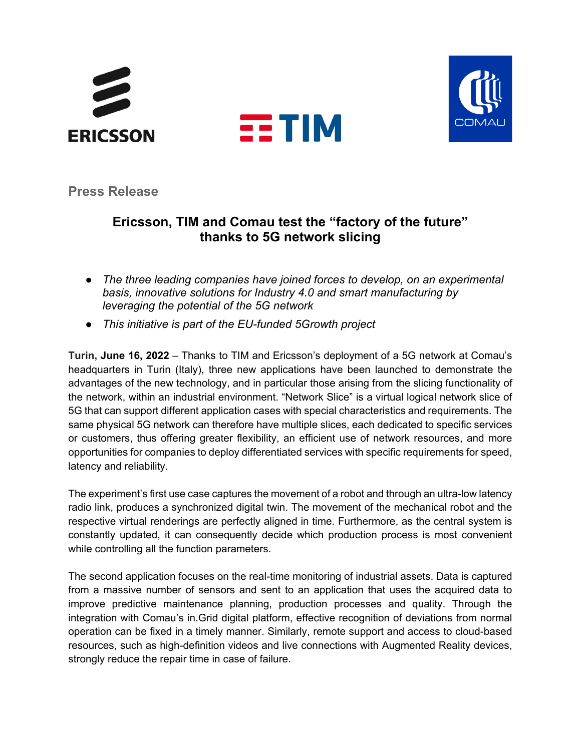**Press Release**

# Ericsson, TIM and Comau test the "factory of the future" thanks to 5G network slicing

- *The three leading companies have joined forces to develop, on an experimental basis, innovative solutions for Industry 4.0 and smart manufacturing by leveraging the potential of the 5G network*
- *This initiative is part of the EU-funded 5Growth project*

**Turin, June 16, 2022** – Thanks to TIM and Ericsson's deployment of a 5G network at Comau's headquarters in Turin (Italy), three new applications have been launched to demonstrate the advantages of the new technology, and in particular those arising from the slicing functionality of the network, within an industrial environment. "Network Slice" is a virtual logical network slice of 5G that can support different application cases with special characteristics and requirements. The same physical 5G network can therefore have multiple slices, each dedicated to specific services or customers, thus offering greater flexibility, an efficient use of network resources, and more opportunities for companies to deploy differentiated services with specific requirements for speed, latency and reliability.

The experiment's first use case captures the movement of a robot and through an ultra-low latency radio link, produces a synchronized digital twin. The movement of the mechanical robot and the respective virtual renderings are perfectly aligned in time. Furthermore, as the central system is constantly updated, it can consequently decide which production process is most convenient while controlling all the function parameters.

The second application focuses on the real-time monitoring of industrial assets. Data is captured from a massive number of sensors and sent to an application that uses the acquired data to improve predictive maintenance planning, production processes and quality. Through the integration with Comau's in.Grid digital platform, effective recognition of deviations from normal operation can be fixed in a timely manner. Similarly, remote support and access to cloud-based resources, such as high-definition videos and live connections with Augmented Reality devices, strongly reduce the repair time in case of failure.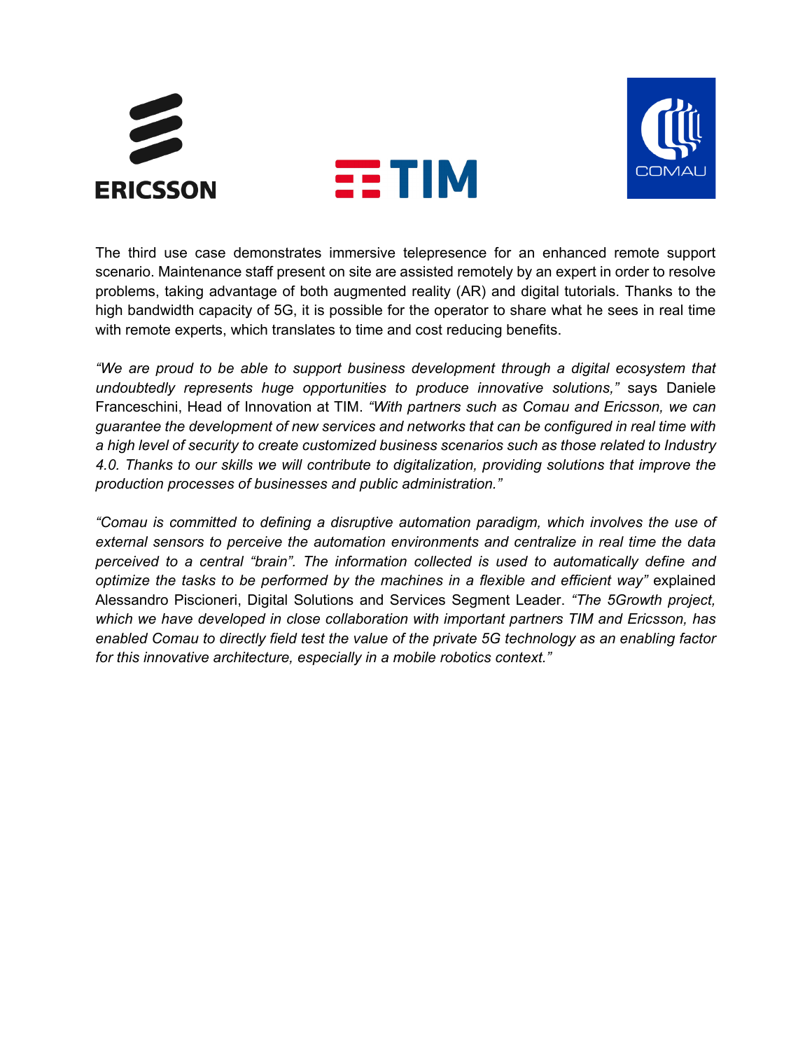The third use case demonstrates immersive telepresence for an enhanced remote support scenario. Maintenance staff present on site are assisted remotely by an expert in order to resolve problems, taking advantage of both augmented reality (AR) and digital tutorials. Thanks to the high bandwidth capacity of 5G, it is possible for the operator to share what he sees in real time with remote experts, which translates to time and cost reducing benefits.

*"We are proud to be able to support business development through a digital ecosystem that undoubtedly represents huge opportunities to produce innovative solutions,"* says Daniele Franceschini, Head of Innovation at TIM. *"With partners such as Comau and Ericsson, we can guarantee the development of new services and networks that can be configured in real time with a high level of security to create customized business scenarios such as those related to Industry 4.0. Thanks to our skills we will contribute to digitalization, providing solutions that improve the production processes of businesses and public administration."*

*"Comau is committed to defining a disruptive automation paradigm, which involves the use of external sensors to perceive the automation environments and centralize in real time the data perceived to a central "brain". The information collected is used to automatically define and optimize the tasks to be performed by the machines in a flexible and efficient way"* explained Alessandro Piscioneri, Digital Solutions and Services Segment Leader. *"The 5Growth project, which we have developed in close collaboration with important partners TIM and Ericsson, has enabled Comau to directly field test the value of the private 5G technology as an enabling factor for this innovative architecture, especially in a mobile robotics context."*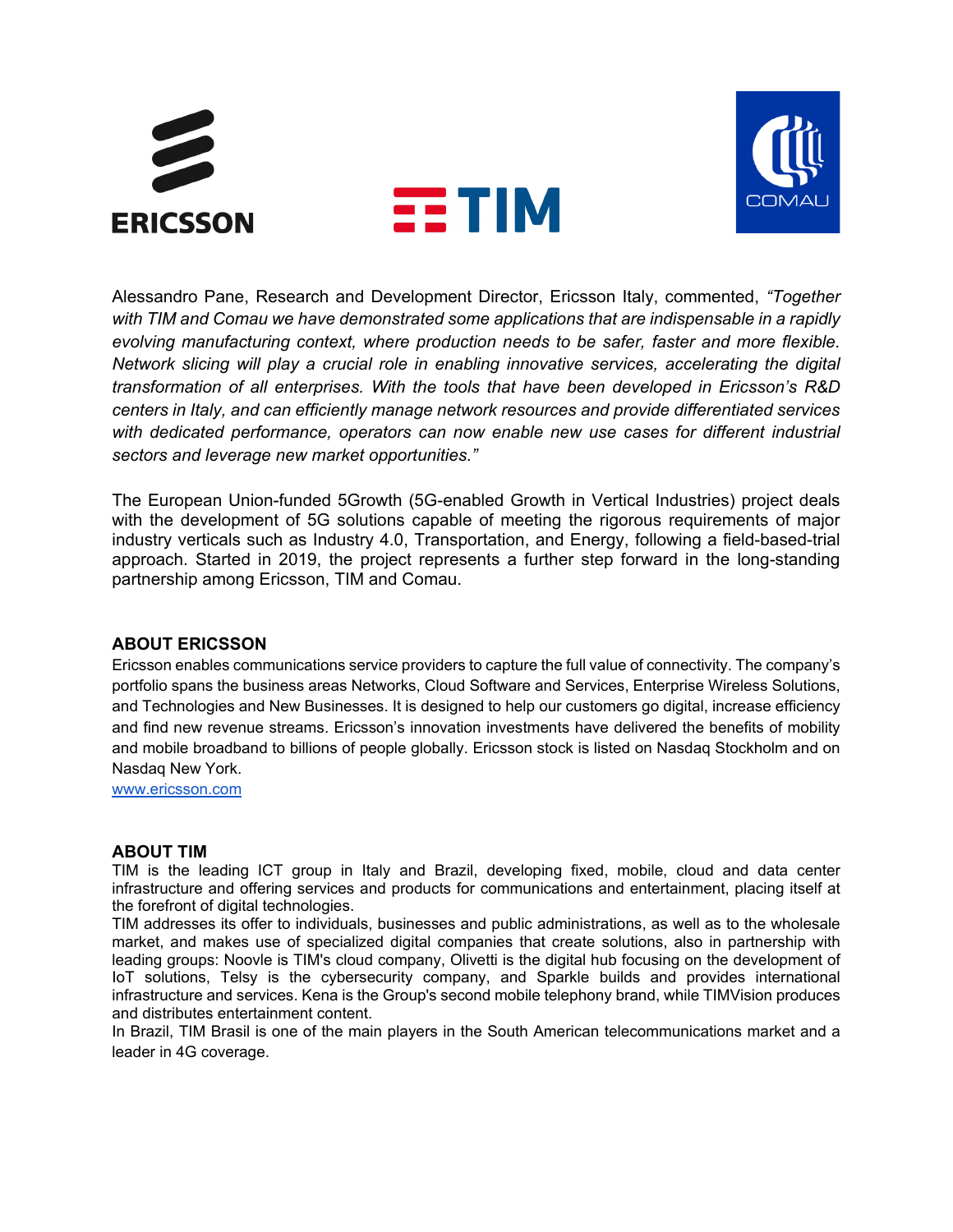Alessandro Pane, Research and Development Director, Ericsson Italy, commented, *"Together with TIM and Comau we have demonstrated some applications that are indispensable in a rapidly evolving manufacturing context, where production needs to be safer, faster and more flexible. Network slicing will play a crucial role in enabling innovative services, accelerating the digital transformation of all enterprises. With the tools that have been developed in Ericsson's R&D centers in Italy, and can efficiently manage network resources and provide differentiated services with dedicated performance, operators can now enable new use cases for different industrial sectors and leverage new market opportunities."*

The European Union-funded 5Growth (5G-enabled Growth in Vertical Industries) project deals with the development of 5G solutions capable of meeting the rigorous requirements of major industry verticals such as Industry 4.0, Transportation, and Energy, following a field-based-trial approach. Started in 2019, the project represents a further step forward in the long-standing partnership among Ericsson, TIM and Comau.

## ABOUT ERICSSON

Ericsson enables communications service providers to capture the full value of connectivity. The company's portfolio spans the business areas Networks, Cloud Software and Services, Enterprise Wireless Solutions, and Technologies and New Businesses. It is designed to help our customers go digital, increase efficiency and find new revenue streams. Ericsson's innovation investments have delivered the benefits of mobility and mobile broadband to billions of people globally. Ericsson stock is listed on Nasdaq Stockholm and on Nasdaq New York.
[www.ericsson.com](http://www.ericsson.com)

## ABOUT TIM

TIM is the leading ICT group in Italy and Brazil, developing fixed, mobile, cloud and data center infrastructure and offering services and products for communications and entertainment, placing itself at the forefront of digital technologies.
TIM addresses its offer to individuals, businesses and public administrations, as well as to the wholesale market, and makes use of specialized digital companies that create solutions, also in partnership with leading groups: Noovle is TIM's cloud company, Olivetti is the digital hub focusing on the development of IoT solutions, Telsy is the cybersecurity company, and Sparkle builds and provides international infrastructure and services. Kena is the Group's second mobile telephony brand, while TIMVision produces and distributes entertainment content.
In Brazil, TIM Brasil is one of the main players in the South American telecommunications market and a leader in 4G coverage.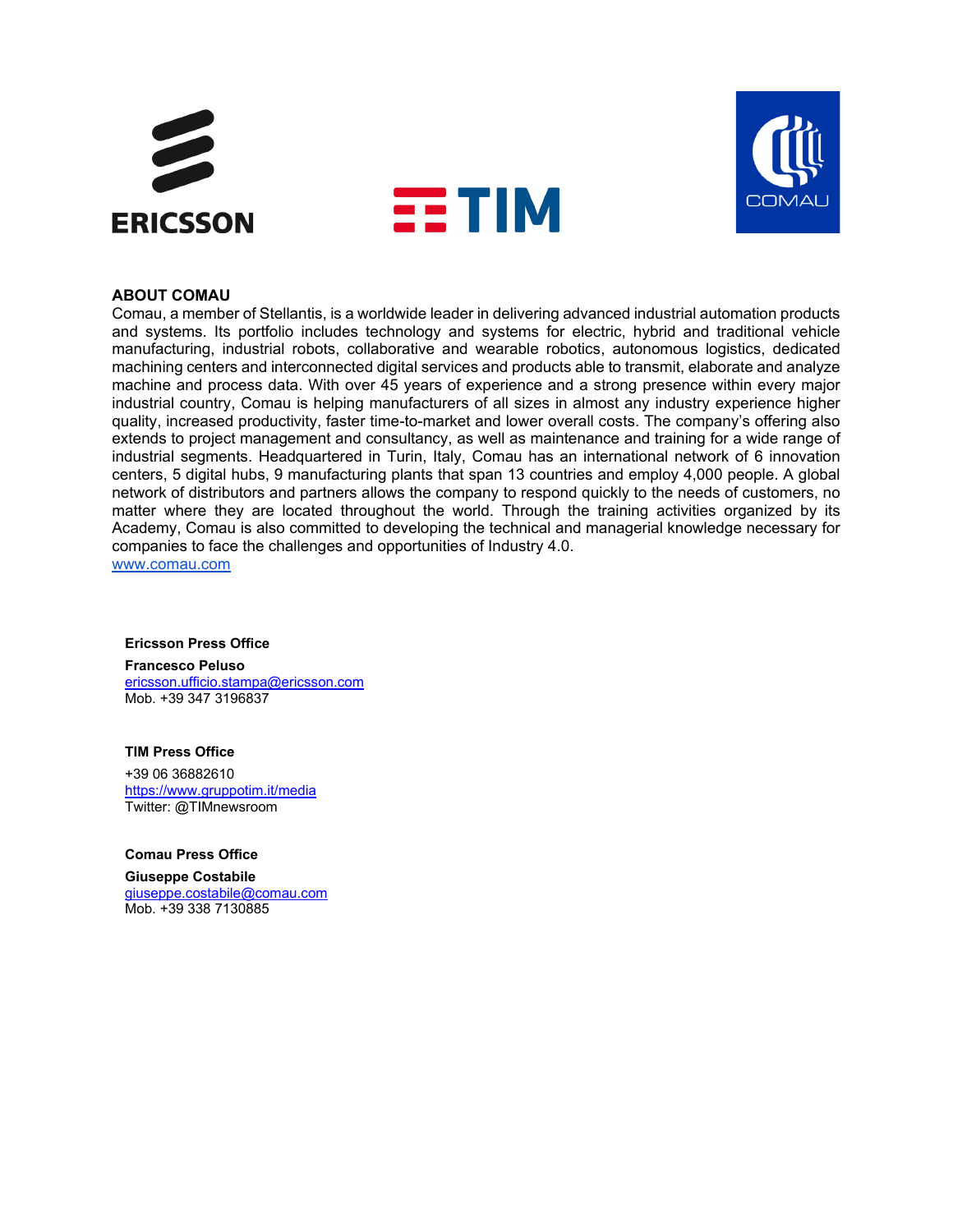## ABOUT COMAU

Comau, a member of Stellantis, is a worldwide leader in delivering advanced industrial automation products and systems. Its portfolio includes technology and systems for electric, hybrid and traditional vehicle manufacturing, industrial robots, collaborative and wearable robotics, autonomous logistics, dedicated machining centers and interconnected digital services and products able to transmit, elaborate and analyze machine and process data. With over 45 years of experience and a strong presence within every major industrial country, Comau is helping manufacturers of all sizes in almost any industry experience higher quality, increased productivity, faster time-to-market and lower overall costs. The company's offering also extends to project management and consultancy, as well as maintenance and training for a wide range of industrial segments. Headquartered in Turin, Italy, Comau has an international network of 6 innovation centers, 5 digital hubs, 9 manufacturing plants that span 13 countries and employ 4,000 people. A global network of distributors and partners allows the company to respond quickly to the needs of customers, no matter where they are located throughout the world. Through the training activities organized by its Academy, Comau is also committed to developing the technical and managerial knowledge necessary for companies to face the challenges and opportunities of Industry 4.0.

www.comau.com

**Ericsson Press Office**

**Francesco Peluso**
ericsson.ufficio.stampa@ericsson.com
Mob. +39 347 3196837

**TIM Press Office**

+39 06 36882610
https://www.gruppotim.it/media
Twitter: @TIMnewsroom

**Comau Press Office**

**Giuseppe Costabile**
giuseppe.costabile@comau.com
Mob. +39 338 7130885